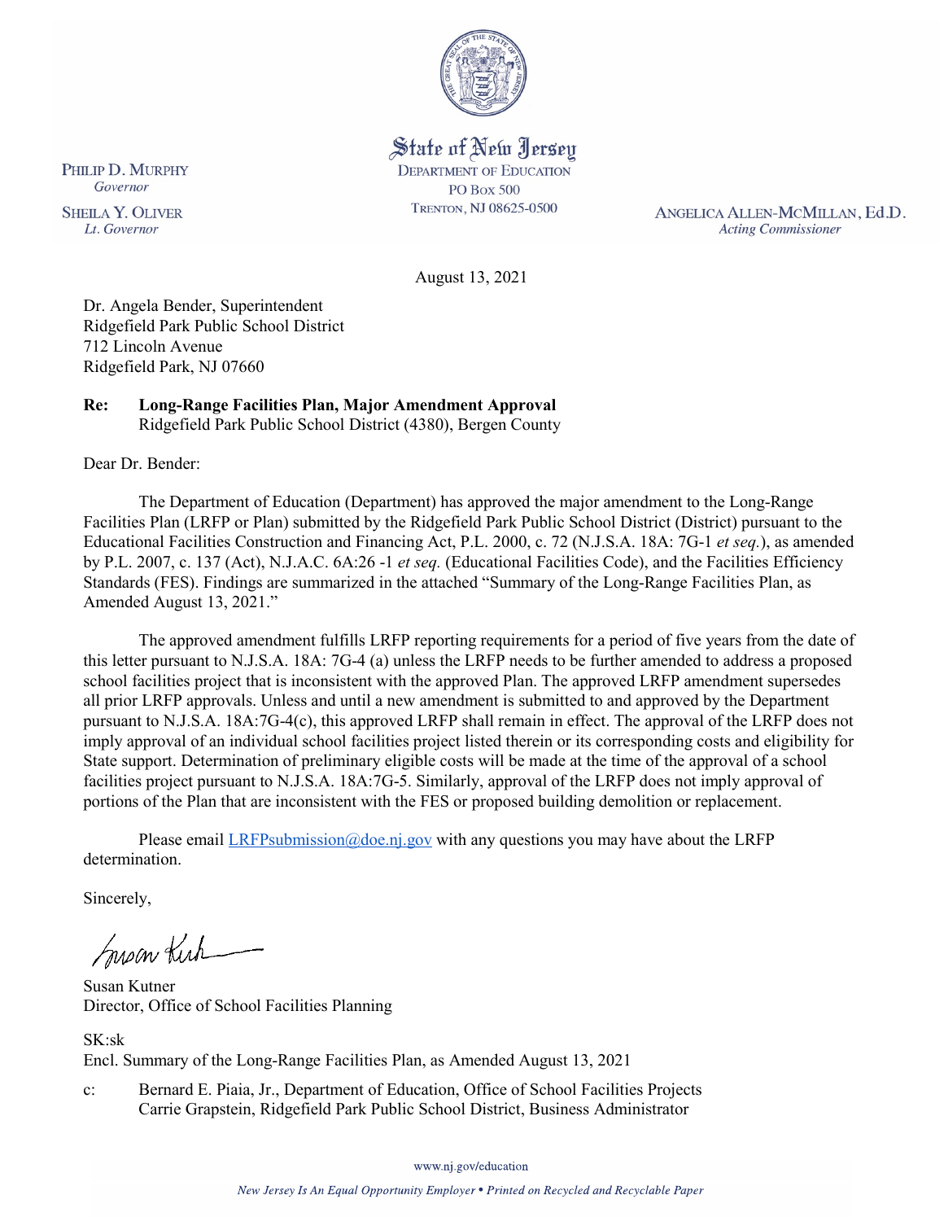State of New Jersey
DEPARTMENT OF EDUCATION
PO Box 500
TRENTON, NJ 08625-0500

PHILIP D. MURPHY
*Governor*

SHEILA Y. OLIVER
*Lt. Governor*

ANGELICA ALLEN-MCMILLAN, Ed.D.
*Acting Commissioner*

August 13, 2021

Dr. Angela Bender, Superintendent
Ridgefield Park Public School District
712 Lincoln Avenue
Ridgefield Park, NJ 07660

**Re: Long-Range Facilities Plan, Major Amendment Approval**
Ridgefield Park Public School District (4380), Bergen County

Dear Dr. Bender:

The Department of Education (Department) has approved the major amendment to the Long-Range Facilities Plan (LRFP or Plan) submitted by the Ridgefield Park Public School District (District) pursuant to the Educational Facilities Construction and Financing Act, P.L. 2000, c. 72 (N.J.S.A. 18A: 7G-1 *et seq.*), as amended by P.L. 2007, c. 137 (Act), N.J.A.C. 6A:26 -1 *et seq.* (Educational Facilities Code), and the Facilities Efficiency Standards (FES). Findings are summarized in the attached "Summary of the Long-Range Facilities Plan, as Amended August 13, 2021."

The approved amendment fulfills LRFP reporting requirements for a period of five years from the date of this letter pursuant to N.J.S.A. 18A: 7G-4 (a) unless the LRFP needs to be further amended to address a proposed school facilities project that is inconsistent with the approved Plan. The approved LRFP amendment supersedes all prior LRFP approvals. Unless and until a new amendment is submitted to and approved by the Department pursuant to N.J.S.A. 18A:7G-4(c), this approved LRFP shall remain in effect. The approval of the LRFP does not imply approval of an individual school facilities project listed therein or its corresponding costs and eligibility for State support. Determination of preliminary eligible costs will be made at the time of the approval of a school facilities project pursuant to N.J.S.A. 18A:7G-5. Similarly, approval of the LRFP does not imply approval of portions of the Plan that are inconsistent with the FES or proposed building demolition or replacement.

Please email LRFPsubmission@doe.nj.gov with any questions you may have about the LRFP determination.

Sincerely,

Susan Kutner
Director, Office of School Facilities Planning

SK:sk
Encl. Summary of the Long-Range Facilities Plan, as Amended August 13, 2021

c: Bernard E. Piaia, Jr., Department of Education, Office of School Facilities Projects
Carrie Grapstein, Ridgefield Park Public School District, Business Administrator

www.nj.gov/education

*New Jersey Is An Equal Opportunity Employer • Printed on Recycled and Recyclable Paper*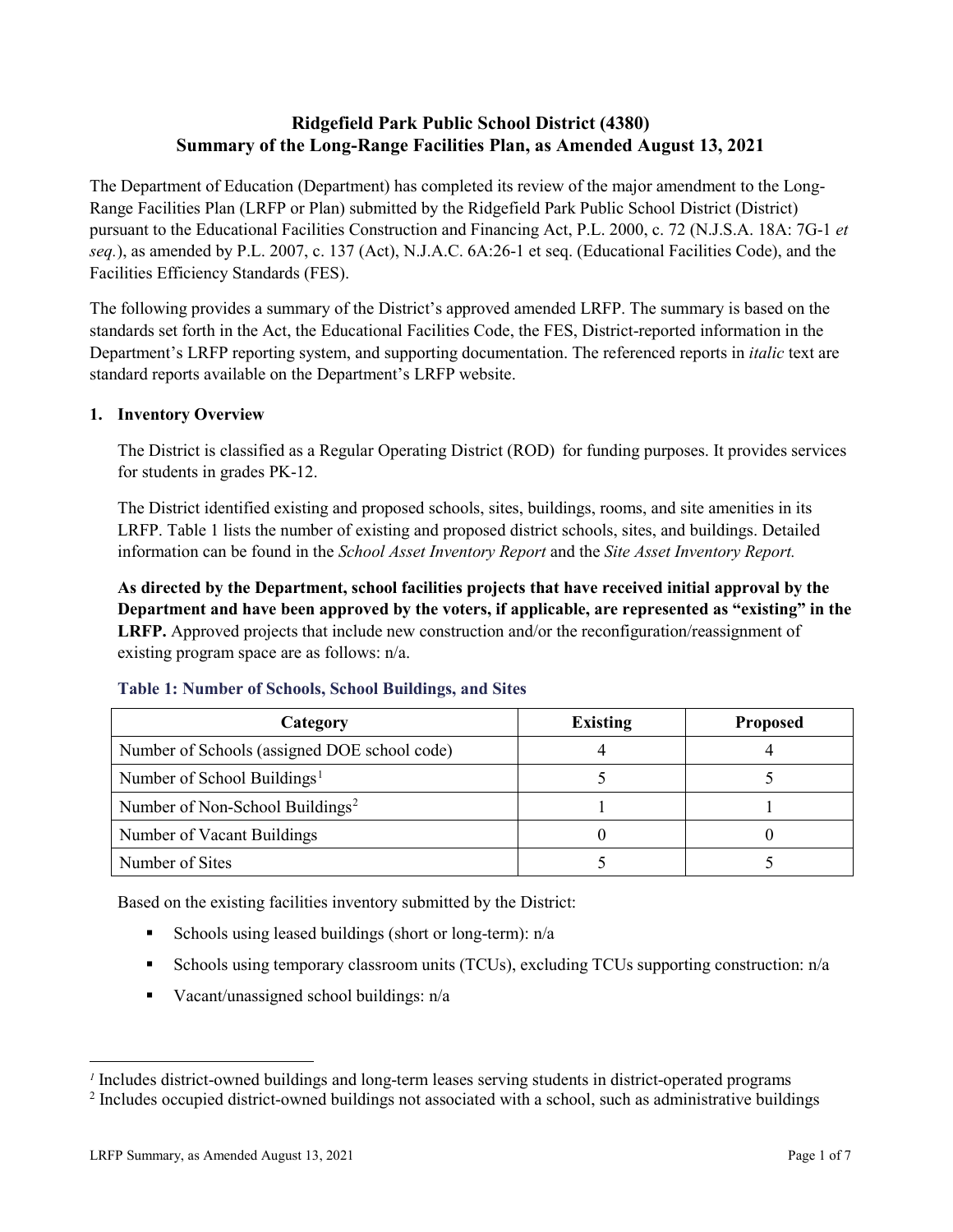# Ridgefield Park Public School District (4380)
# Summary of the Long-Range Facilities Plan, as Amended August 13, 2021

The Department of Education (Department) has completed its review of the major amendment to the Long-Range Facilities Plan (LRFP or Plan) submitted by the Ridgefield Park Public School District (District) pursuant to the Educational Facilities Construction and Financing Act, P.L. 2000, c. 72 (N.J.S.A. 18A: 7G-1 *et seq.*), as amended by P.L. 2007, c. 137 (Act), N.J.A.C. 6A:26-1 et seq. (Educational Facilities Code), and the Facilities Efficiency Standards (FES).

The following provides a summary of the District's approved amended LRFP. The summary is based on the standards set forth in the Act, the Educational Facilities Code, the FES, District-reported information in the Department's LRFP reporting system, and supporting documentation. The referenced reports in *italic* text are standard reports available on the Department's LRFP website.

## 1. Inventory Overview

The District is classified as a Regular Operating District (ROD) for funding purposes. It provides services for students in grades PK-12.

The District identified existing and proposed schools, sites, buildings, rooms, and site amenities in its LRFP. Table 1 lists the number of existing and proposed district schools, sites, and buildings. Detailed information can be found in the *School Asset Inventory Report* and the *Site Asset Inventory Report.*

**As directed by the Department, school facilities projects that have received initial approval by the Department and have been approved by the voters, if applicable, are represented as "existing" in the LRFP.** Approved projects that include new construction and/or the reconfiguration/reassignment of existing program space are as follows: n/a.

### Table 1: Number of Schools, School Buildings, and Sites

| Category | Existing | Proposed |
|---|---|---|
| Number of Schools (assigned DOE school code) | 4 | 4 |
| Number of School Buildings[1] | 5 | 5 |
| Number of Non-School Buildings[2] | 1 | 1 |
| Number of Vacant Buildings | 0 | 0 |
| Number of Sites | 5 | 5 |

Based on the existing facilities inventory submitted by the District:

- Schools using leased buildings (short or long-term): n/a
- Schools using temporary classroom units (TCUs), excluding TCUs supporting construction: n/a
- Vacant/unassigned school buildings: n/a

[1] Includes district-owned buildings and long-term leases serving students in district-operated programs

[2] Includes occupied district-owned buildings not associated with a school, such as administrative buildings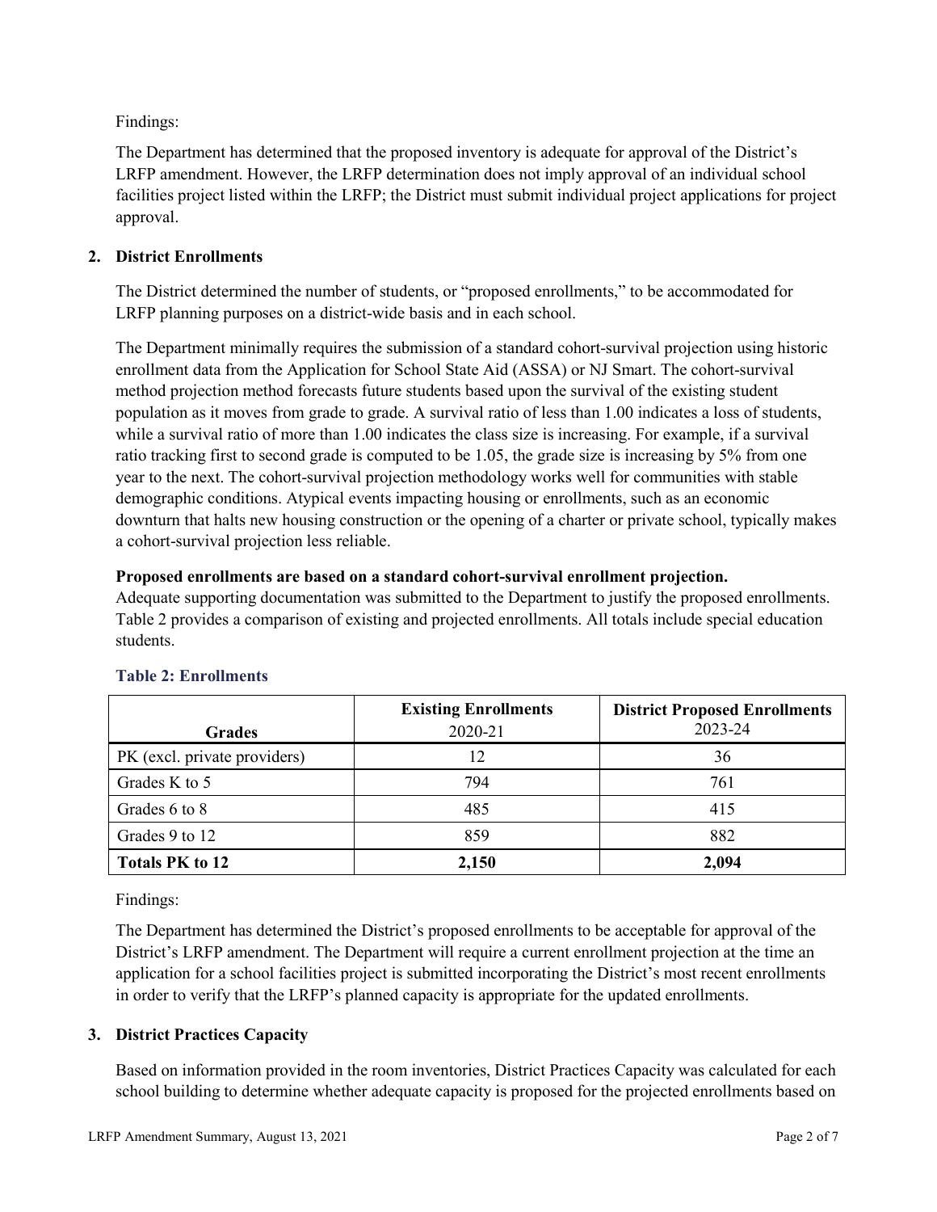Findings:

The Department has determined that the proposed inventory is adequate for approval of the District's LRFP amendment. However, the LRFP determination does not imply approval of an individual school facilities project listed within the LRFP; the District must submit individual project applications for project approval.

## 2. District Enrollments

The District determined the number of students, or "proposed enrollments," to be accommodated for LRFP planning purposes on a district-wide basis and in each school.

The Department minimally requires the submission of a standard cohort-survival projection using historic enrollment data from the Application for School State Aid (ASSA) or NJ Smart. The cohort-survival method projection method forecasts future students based upon the survival of the existing student population as it moves from grade to grade. A survival ratio of less than 1.00 indicates a loss of students, while a survival ratio of more than 1.00 indicates the class size is increasing. For example, if a survival ratio tracking first to second grade is computed to be 1.05, the grade size is increasing by 5% from one year to the next. The cohort-survival projection methodology works well for communities with stable demographic conditions. Atypical events impacting housing or enrollments, such as an economic downturn that halts new housing construction or the opening of a charter or private school, typically makes a cohort-survival projection less reliable.

**Proposed enrollments are based on a standard cohort-survival enrollment projection.**
Adequate supporting documentation was submitted to the Department to justify the proposed enrollments. Table 2 provides a comparison of existing and projected enrollments. All totals include special education students.

### Table 2: Enrollments

| Grades | **Existing Enrollments** 2020-21 | **District Proposed Enrollments** 2023-24 |
|---|---|---|
| PK (excl. private providers) | 12 | 36 |
| Grades K to 5 | 794 | 761 |
| Grades 6 to 8 | 485 | 415 |
| Grades 9 to 12 | 859 | 882 |
| **Totals PK to 12** | **2,150** | **2,094** |

Findings:

The Department has determined the District's proposed enrollments to be acceptable for approval of the District's LRFP amendment. The Department will require a current enrollment projection at the time an application for a school facilities project is submitted incorporating the District's most recent enrollments in order to verify that the LRFP's planned capacity is appropriate for the updated enrollments.

## 3. District Practices Capacity

Based on information provided in the room inventories, District Practices Capacity was calculated for each school building to determine whether adequate capacity is proposed for the projected enrollments based on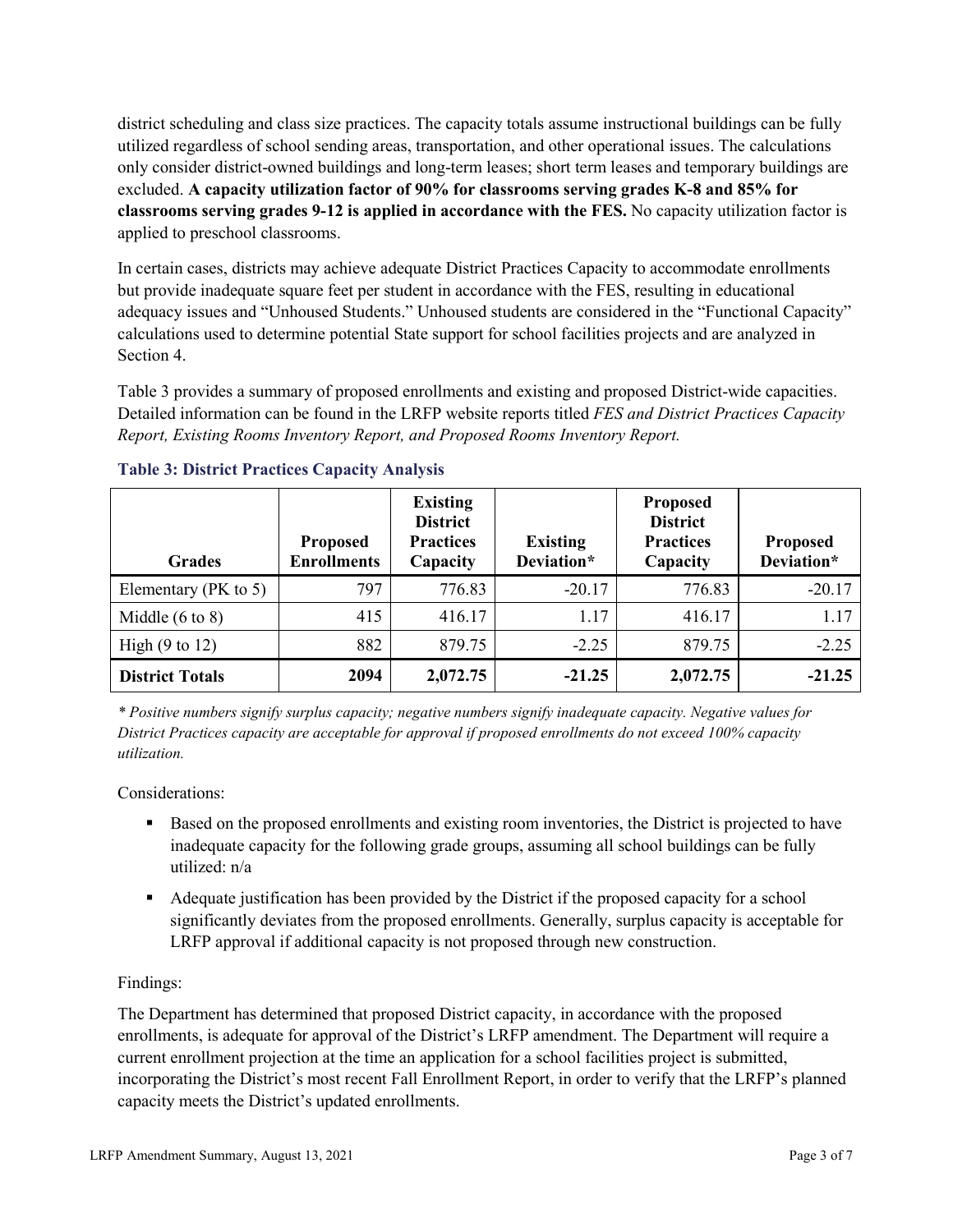district scheduling and class size practices. The capacity totals assume instructional buildings can be fully utilized regardless of school sending areas, transportation, and other operational issues. The calculations only consider district-owned buildings and long-term leases; short term leases and temporary buildings are excluded. **A capacity utilization factor of 90% for classrooms serving grades K-8 and 85% for classrooms serving grades 9-12 is applied in accordance with the FES.** No capacity utilization factor is applied to preschool classrooms.

In certain cases, districts may achieve adequate District Practices Capacity to accommodate enrollments but provide inadequate square feet per student in accordance with the FES, resulting in educational adequacy issues and "Unhoused Students." Unhoused students are considered in the "Functional Capacity" calculations used to determine potential State support for school facilities projects and are analyzed in Section 4.

Table 3 provides a summary of proposed enrollments and existing and proposed District-wide capacities. Detailed information can be found in the LRFP website reports titled *FES and District Practices Capacity Report, Existing Rooms Inventory Report, and Proposed Rooms Inventory Report.*

### Table 3: District Practices Capacity Analysis

| Grades | Proposed Enrollments | Existing District Practices Capacity | Existing Deviation* | Proposed District Practices Capacity | Proposed Deviation* |
|---|---|---|---|---|---|
| Elementary (PK to 5) | 797 | 776.83 | -20.17 | 776.83 | -20.17 |
| Middle (6 to 8) | 415 | 416.17 | 1.17 | 416.17 | 1.17 |
| High (9 to 12) | 882 | 879.75 | -2.25 | 879.75 | -2.25 |
| **District Totals** | **2094** | **2,072.75** | **-21.25** | **2,072.75** | **-21.25** |

*\* Positive numbers signify surplus capacity; negative numbers signify inadequate capacity. Negative values for District Practices capacity are acceptable for approval if proposed enrollments do not exceed 100% capacity utilization.*

Considerations:

- Based on the proposed enrollments and existing room inventories, the District is projected to have inadequate capacity for the following grade groups, assuming all school buildings can be fully utilized: n/a
- Adequate justification has been provided by the District if the proposed capacity for a school significantly deviates from the proposed enrollments. Generally, surplus capacity is acceptable for LRFP approval if additional capacity is not proposed through new construction.

Findings:

The Department has determined that proposed District capacity, in accordance with the proposed enrollments, is adequate for approval of the District's LRFP amendment. The Department will require a current enrollment projection at the time an application for a school facilities project is submitted, incorporating the District's most recent Fall Enrollment Report, in order to verify that the LRFP's planned capacity meets the District's updated enrollments.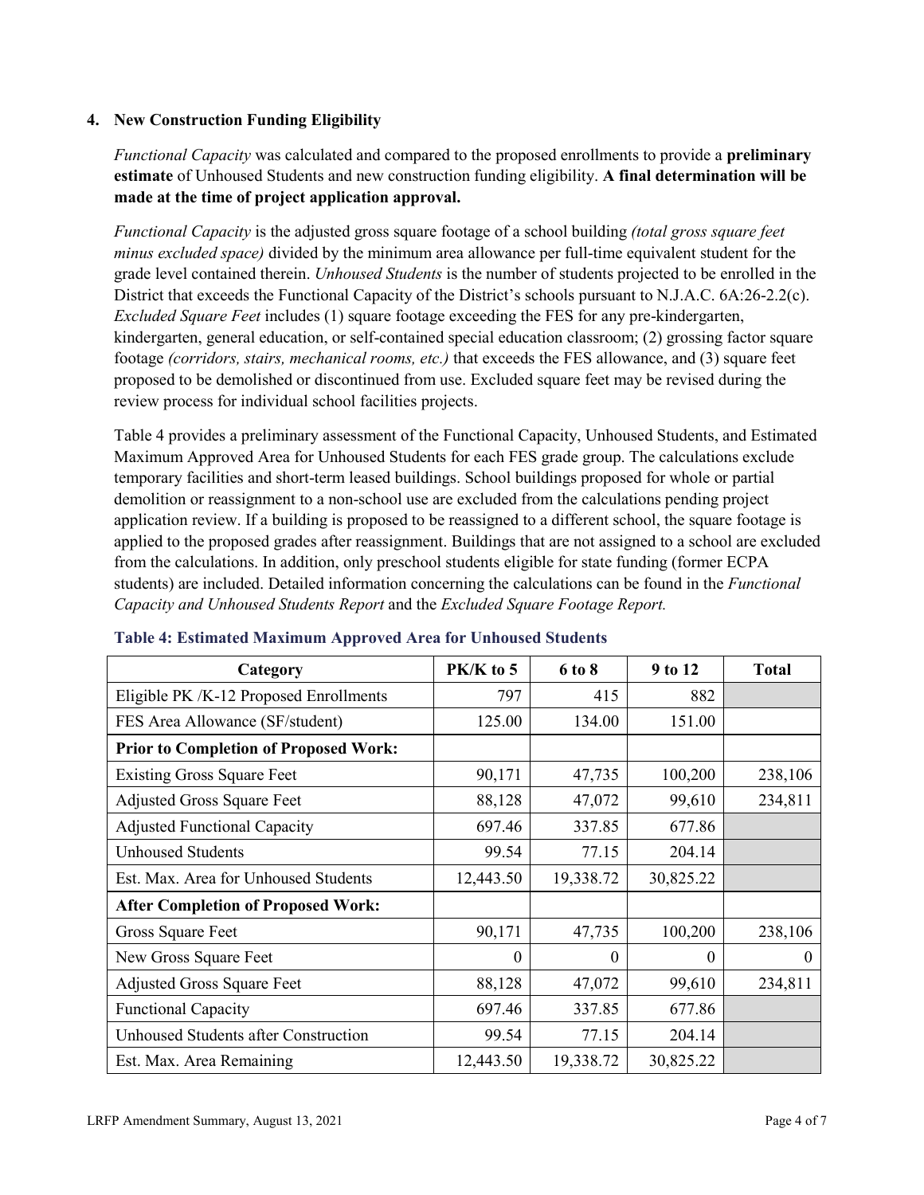## 4. New Construction Funding Eligibility

*Functional Capacity* was calculated and compared to the proposed enrollments to provide a **preliminary estimate** of Unhoused Students and new construction funding eligibility. **A final determination will be made at the time of project application approval.**

*Functional Capacity* is the adjusted gross square footage of a school building *(total gross square feet minus excluded space)* divided by the minimum area allowance per full-time equivalent student for the grade level contained therein. *Unhoused Students* is the number of students projected to be enrolled in the District that exceeds the Functional Capacity of the District's schools pursuant to N.J.A.C. 6A:26-2.2(c). *Excluded Square Feet* includes (1) square footage exceeding the FES for any pre-kindergarten, kindergarten, general education, or self-contained special education classroom; (2) grossing factor square footage *(corridors, stairs, mechanical rooms, etc.)* that exceeds the FES allowance, and (3) square feet proposed to be demolished or discontinued from use. Excluded square feet may be revised during the review process for individual school facilities projects.

Table 4 provides a preliminary assessment of the Functional Capacity, Unhoused Students, and Estimated Maximum Approved Area for Unhoused Students for each FES grade group. The calculations exclude temporary facilities and short-term leased buildings. School buildings proposed for whole or partial demolition or reassignment to a non-school use are excluded from the calculations pending project application review. If a building is proposed to be reassigned to a different school, the square footage is applied to the proposed grades after reassignment. Buildings that are not assigned to a school are excluded from the calculations. In addition, only preschool students eligible for state funding (former ECPA students) are included. Detailed information concerning the calculations can be found in the *Functional Capacity and Unhoused Students Report* and the *Excluded Square Footage Report.*

**Table 4: Estimated Maximum Approved Area for Unhoused Students**

| Category | PK/K to 5 | 6 to 8 | 9 to 12 | Total |
|---|---|---|---|---|
| Eligible PK /K-12 Proposed Enrollments | 797 | 415 | 882 | |
| FES Area Allowance (SF/student) | 125.00 | 134.00 | 151.00 | |
| **Prior to Completion of Proposed Work:** | | | | |
| Existing Gross Square Feet | 90,171 | 47,735 | 100,200 | 238,106 |
| Adjusted Gross Square Feet | 88,128 | 47,072 | 99,610 | 234,811 |
| Adjusted Functional Capacity | 697.46 | 337.85 | 677.86 | |
| Unhoused Students | 99.54 | 77.15 | 204.14 | |
| Est. Max. Area for Unhoused Students | 12,443.50 | 19,338.72 | 30,825.22 | |
| **After Completion of Proposed Work:** | | | | |
| Gross Square Feet | 90,171 | 47,735 | 100,200 | 238,106 |
| New Gross Square Feet | 0 | 0 | 0 | 0 |
| Adjusted Gross Square Feet | 88,128 | 47,072 | 99,610 | 234,811 |
| Functional Capacity | 697.46 | 337.85 | 677.86 | |
| Unhoused Students after Construction | 99.54 | 77.15 | 204.14 | |
| Est. Max. Area Remaining | 12,443.50 | 19,338.72 | 30,825.22 | |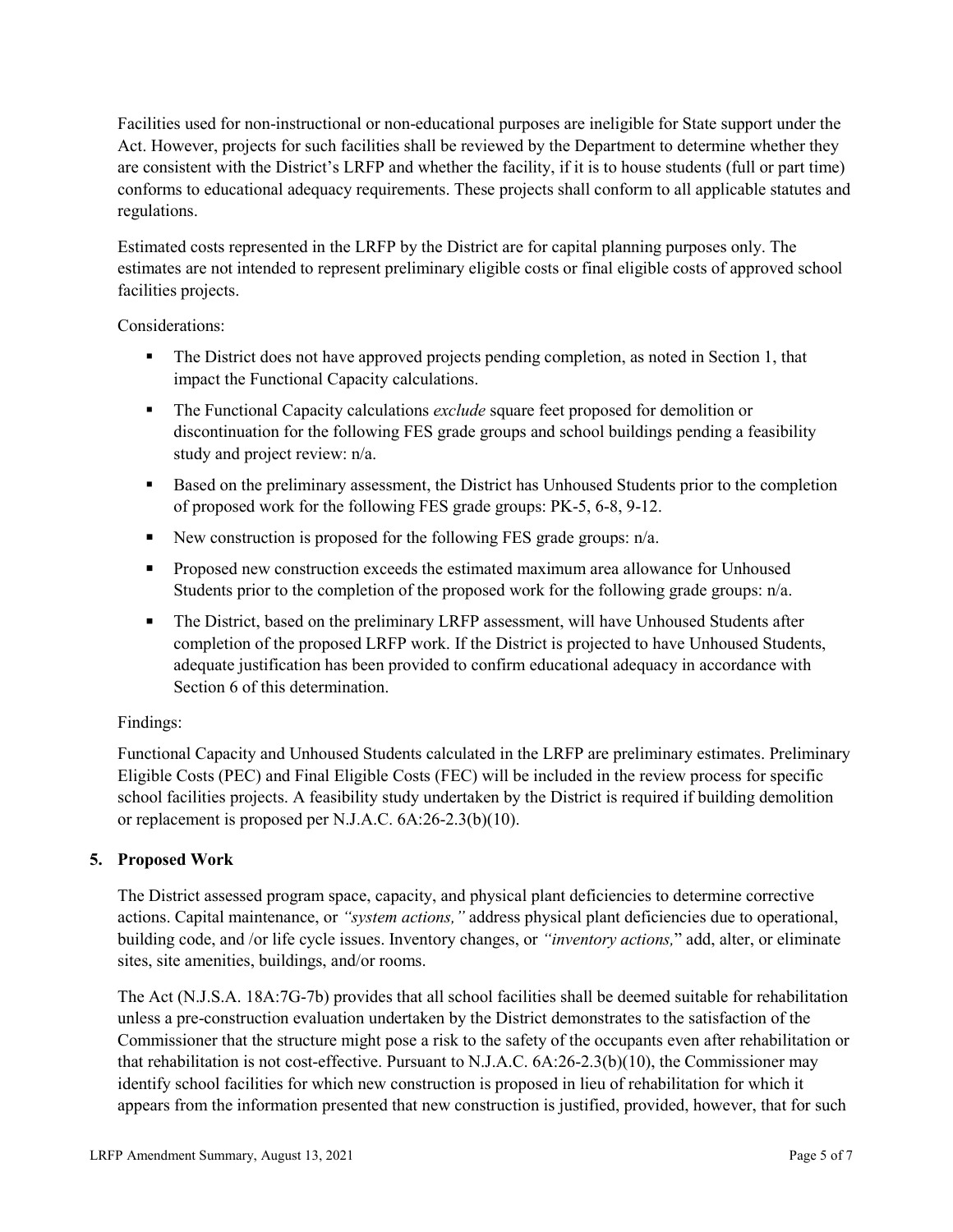Facilities used for non-instructional or non-educational purposes are ineligible for State support under the Act. However, projects for such facilities shall be reviewed by the Department to determine whether they are consistent with the District's LRFP and whether the facility, if it is to house students (full or part time) conforms to educational adequacy requirements. These projects shall conform to all applicable statutes and regulations.

Estimated costs represented in the LRFP by the District are for capital planning purposes only. The estimates are not intended to represent preliminary eligible costs or final eligible costs of approved school facilities projects.

Considerations:

- The District does not have approved projects pending completion, as noted in Section 1, that impact the Functional Capacity calculations.
- The Functional Capacity calculations *exclude* square feet proposed for demolition or discontinuation for the following FES grade groups and school buildings pending a feasibility study and project review: n/a.
- Based on the preliminary assessment, the District has Unhoused Students prior to the completion of proposed work for the following FES grade groups: PK-5, 6-8, 9-12.
- New construction is proposed for the following FES grade groups: n/a.
- Proposed new construction exceeds the estimated maximum area allowance for Unhoused Students prior to the completion of the proposed work for the following grade groups: n/a.
- The District, based on the preliminary LRFP assessment, will have Unhoused Students after completion of the proposed LRFP work. If the District is projected to have Unhoused Students, adequate justification has been provided to confirm educational adequacy in accordance with Section 6 of this determination.

Findings:

Functional Capacity and Unhoused Students calculated in the LRFP are preliminary estimates. Preliminary Eligible Costs (PEC) and Final Eligible Costs (FEC) will be included in the review process for specific school facilities projects. A feasibility study undertaken by the District is required if building demolition or replacement is proposed per N.J.A.C. 6A:26-2.3(b)(10).

## 5. Proposed Work

The District assessed program space, capacity, and physical plant deficiencies to determine corrective actions. Capital maintenance, or *"system actions,"* address physical plant deficiencies due to operational, building code, and /or life cycle issues. Inventory changes, or *"inventory actions,"* add, alter, or eliminate sites, site amenities, buildings, and/or rooms.

The Act (N.J.S.A. 18A:7G-7b) provides that all school facilities shall be deemed suitable for rehabilitation unless a pre-construction evaluation undertaken by the District demonstrates to the satisfaction of the Commissioner that the structure might pose a risk to the safety of the occupants even after rehabilitation or that rehabilitation is not cost-effective. Pursuant to N.J.A.C. 6A:26-2.3(b)(10), the Commissioner may identify school facilities for which new construction is proposed in lieu of rehabilitation for which it appears from the information presented that new construction is justified, provided, however, that for such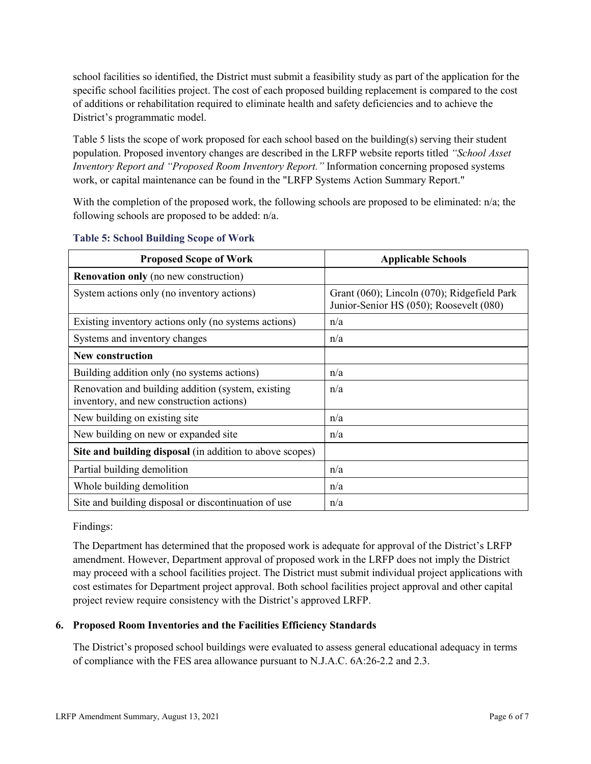school facilities so identified, the District must submit a feasibility study as part of the application for the specific school facilities project. The cost of each proposed building replacement is compared to the cost of additions or rehabilitation required to eliminate health and safety deficiencies and to achieve the District's programmatic model.

Table 5 lists the scope of work proposed for each school based on the building(s) serving their student population. Proposed inventory changes are described in the LRFP website reports titled *"School Asset Inventory Report and "Proposed Room Inventory Report."* Information concerning proposed systems work, or capital maintenance can be found in the "LRFP Systems Action Summary Report."

With the completion of the proposed work, the following schools are proposed to be eliminated: n/a; the following schools are proposed to be added: n/a.

**Table 5: School Building Scope of Work**

| Proposed Scope of Work | Applicable Schools |
|---|---|
| **Renovation only** (no new construction) | |
| System actions only (no inventory actions) | Grant (060); Lincoln (070); Ridgefield Park Junior-Senior HS (050); Roosevelt (080) |
| Existing inventory actions only (no systems actions) | n/a |
| Systems and inventory changes | n/a |
| **New construction** | |
| Building addition only (no systems actions) | n/a |
| Renovation and building addition (system, existing inventory, and new construction actions) | n/a |
| New building on existing site | n/a |
| New building on new or expanded site | n/a |
| **Site and building disposal** (in addition to above scopes) | |
| Partial building demolition | n/a |
| Whole building demolition | n/a |
| Site and building disposal or discontinuation of use | n/a |

Findings:

The Department has determined that the proposed work is adequate for approval of the District's LRFP amendment. However, Department approval of proposed work in the LRFP does not imply the District may proceed with a school facilities project. The District must submit individual project applications with cost estimates for Department project approval. Both school facilities project approval and other capital project review require consistency with the District's approved LRFP.

### 6. Proposed Room Inventories and the Facilities Efficiency Standards

The District's proposed school buildings were evaluated to assess general educational adequacy in terms of compliance with the FES area allowance pursuant to N.J.A.C. 6A:26-2.2 and 2.3.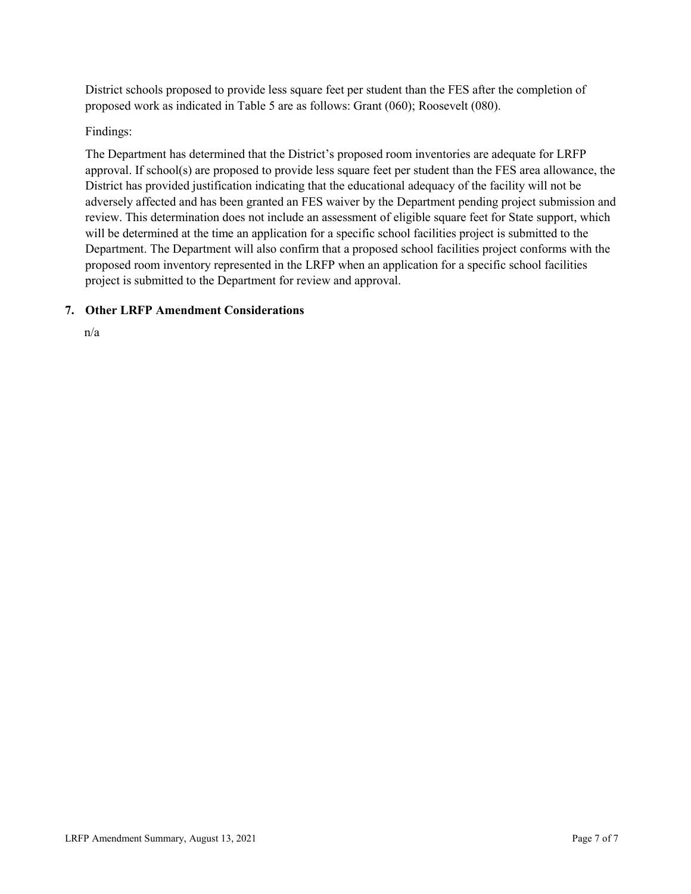District schools proposed to provide less square feet per student than the FES after the completion of proposed work as indicated in Table 5 are as follows: Grant (060); Roosevelt (080).

Findings:

The Department has determined that the District's proposed room inventories are adequate for LRFP approval. If school(s) are proposed to provide less square feet per student than the FES area allowance, the District has provided justification indicating that the educational adequacy of the facility will not be adversely affected and has been granted an FES waiver by the Department pending project submission and review. This determination does not include an assessment of eligible square feet for State support, which will be determined at the time an application for a specific school facilities project is submitted to the Department. The Department will also confirm that a proposed school facilities project conforms with the proposed room inventory represented in the LRFP when an application for a specific school facilities project is submitted to the Department for review and approval.

## 7. Other LRFP Amendment Considerations

n/a